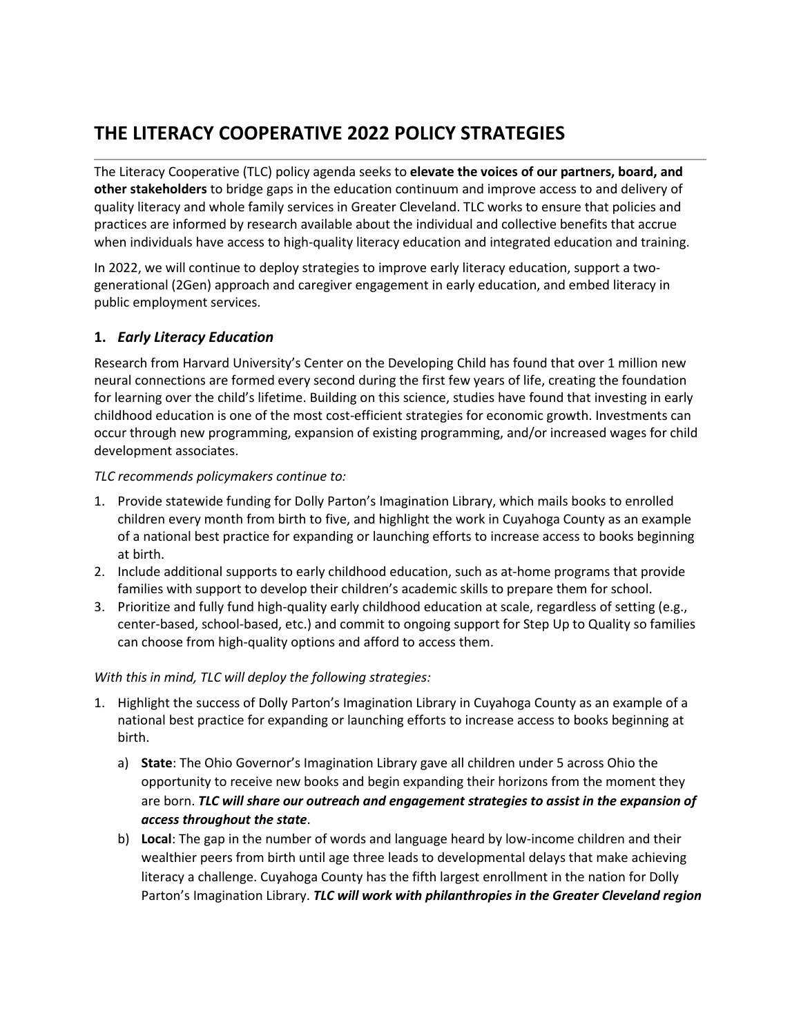# THE LITERACY COOPERATIVE 2022 POLICY STRATEGIES

The Literacy Cooperative (TLC) policy agenda seeks to **elevate the voices of our partners, board, and other stakeholders** to bridge gaps in the education continuum and improve access to and delivery of quality literacy and whole family services in Greater Cleveland. TLC works to ensure that policies and practices are informed by research available about the individual and collective benefits that accrue when individuals have access to high-quality literacy education and integrated education and training.

In 2022, we will continue to deploy strategies to improve early literacy education, support a two-generational (2Gen) approach and caregiver engagement in early education, and embed literacy in public employment services.

## 1. *Early Literacy Education*

Research from Harvard University's Center on the Developing Child has found that over 1 million new neural connections are formed every second during the first few years of life, creating the foundation for learning over the child's lifetime. Building on this science, studies have found that investing in early childhood education is one of the most cost-efficient strategies for economic growth. Investments can occur through new programming, expansion of existing programming, and/or increased wages for child development associates.

*TLC recommends policymakers continue to:*

1. Provide statewide funding for Dolly Parton's Imagination Library, which mails books to enrolled children every month from birth to five, and highlight the work in Cuyahoga County as an example of a national best practice for expanding or launching efforts to increase access to books beginning at birth.
2. Include additional supports to early childhood education, such as at-home programs that provide families with support to develop their children's academic skills to prepare them for school.
3. Prioritize and fully fund high-quality early childhood education at scale, regardless of setting (e.g., center-based, school-based, etc.) and commit to ongoing support for Step Up to Quality so families can choose from high-quality options and afford to access them.

*With this in mind, TLC will deploy the following strategies:*

1. Highlight the success of Dolly Parton's Imagination Library in Cuyahoga County as an example of a national best practice for expanding or launching efforts to increase access to books beginning at birth.
   a) **State**: The Ohio Governor's Imagination Library gave all children under 5 across Ohio the opportunity to receive new books and begin expanding their horizons from the moment they are born. ***TLC will share our outreach and engagement strategies to assist in the expansion of access throughout the state***.
   b) **Local**: The gap in the number of words and language heard by low-income children and their wealthier peers from birth until age three leads to developmental delays that make achieving literacy a challenge. Cuyahoga County has the fifth largest enrollment in the nation for Dolly Parton's Imagination Library. ***TLC will work with philanthropies in the Greater Cleveland region***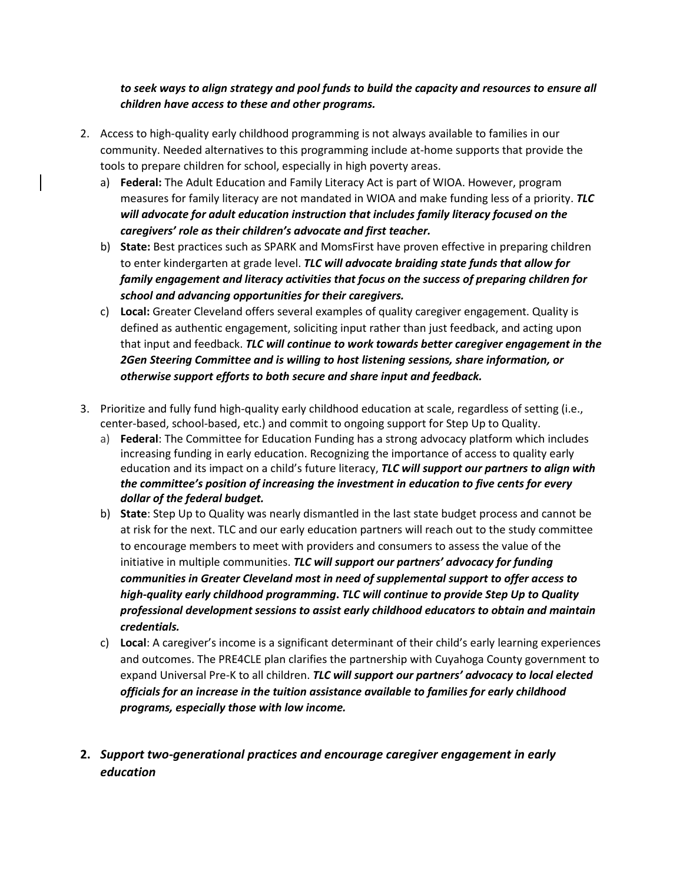*to seek ways to align strategy and pool funds to build the capacity and resources to ensure all children have access to these and other programs.***

2. Access to high-quality early childhood programming is not always available to families in our community. Needed alternatives to this programming include at-home supports that provide the tools to prepare children for school, especially in high poverty areas.
   a) **Federal:** The Adult Education and Family Literacy Act is part of WIOA. However, program measures for family literacy are not mandated in WIOA and make funding less of a priority. ***TLC will advocate for adult education instruction that includes family literacy focused on the caregivers' role as their children's advocate and first teacher.***
   b) **State:** Best practices such as SPARK and MomsFirst have proven effective in preparing children to enter kindergarten at grade level. ***TLC will advocate braiding state funds that allow for family engagement and literacy activities that focus on the success of preparing children for school and advancing opportunities for their caregivers.***
   c) **Local:** Greater Cleveland offers several examples of quality caregiver engagement. Quality is defined as authentic engagement, soliciting input rather than just feedback, and acting upon that input and feedback. ***TLC will continue to work towards better caregiver engagement in the 2Gen Steering Committee and is willing to host listening sessions, share information, or otherwise support efforts to both secure and share input and feedback.***

3. Prioritize and fully fund high-quality early childhood education at scale, regardless of setting (i.e., center-based, school-based, etc.) and commit to ongoing support for Step Up to Quality.
   a) **Federal**: The Committee for Education Funding has a strong advocacy platform which includes increasing funding in early education. Recognizing the importance of access to quality early education and its impact on a child's future literacy, ***TLC will support our partners to align with the committee's position of increasing the investment in education to five cents for every dollar of the federal budget.***
   b) **State**: Step Up to Quality was nearly dismantled in the last state budget process and cannot be at risk for the next. TLC and our early education partners will reach out to the study committee to encourage members to meet with providers and consumers to assess the value of the initiative in multiple communities. ***TLC will support our partners' advocacy for funding communities in Greater Cleveland most in need of supplemental support to offer access to high-quality early childhood programming. TLC will continue to provide Step Up to Quality professional development sessions to assist early childhood educators to obtain and maintain credentials.***
   c) **Local**: A caregiver's income is a significant determinant of their child's early learning experiences and outcomes. The PRE4CLE plan clarifies the partnership with Cuyahoga County government to expand Universal Pre-K to all children. ***TLC will support our partners' advocacy to local elected officials for an increase in the tuition assistance available to families for early childhood programs, especially those with low income.***

## 2. *Support two-generational practices and encourage caregiver engagement in early education*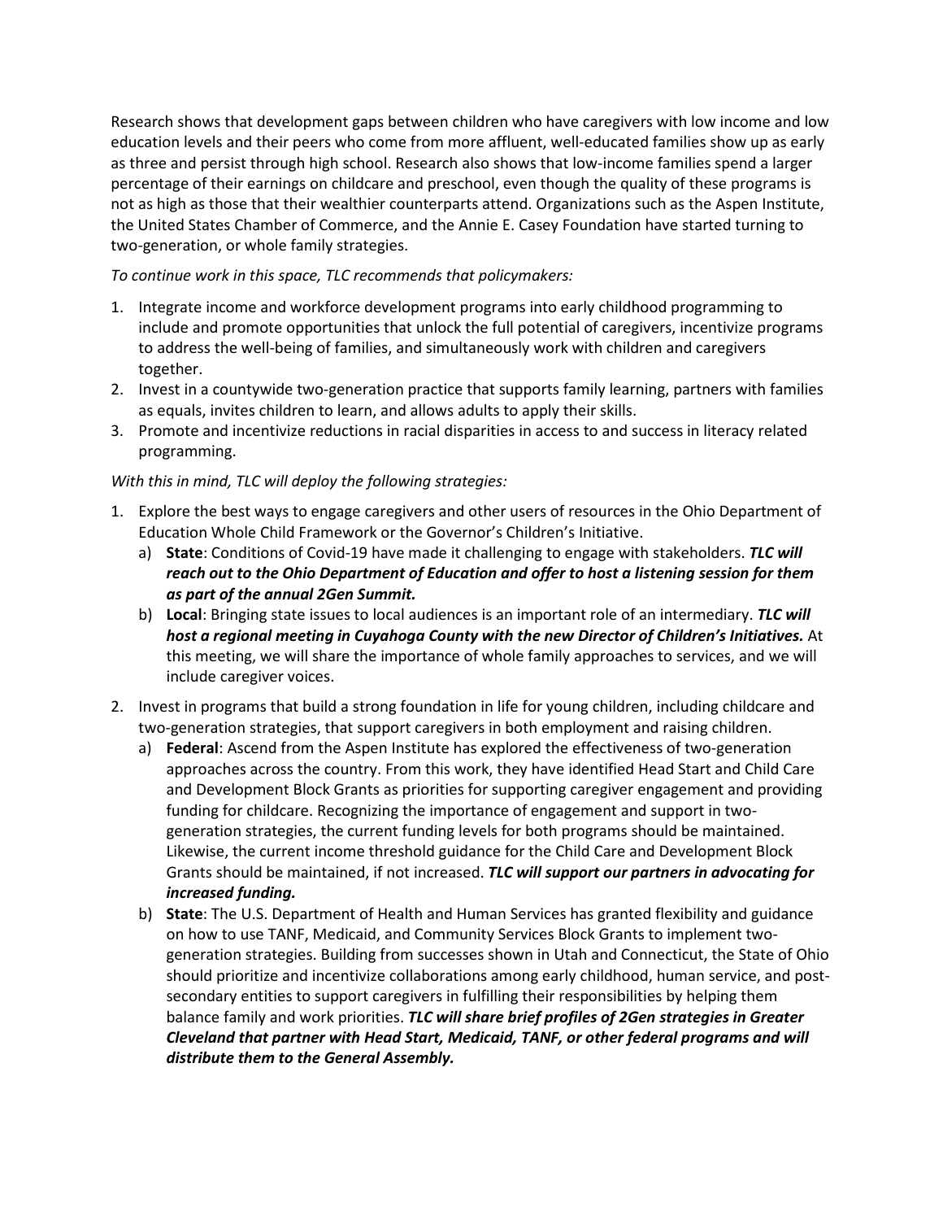Research shows that development gaps between children who have caregivers with low income and low education levels and their peers who come from more affluent, well-educated families show up as early as three and persist through high school. Research also shows that low-income families spend a larger percentage of their earnings on childcare and preschool, even though the quality of these programs is not as high as those that their wealthier counterparts attend. Organizations such as the Aspen Institute, the United States Chamber of Commerce, and the Annie E. Casey Foundation have started turning to two-generation, or whole family strategies.

*To continue work in this space, TLC recommends that policymakers:*

1. Integrate income and workforce development programs into early childhood programming to include and promote opportunities that unlock the full potential of caregivers, incentivize programs to address the well-being of families, and simultaneously work with children and caregivers together.
2. Invest in a countywide two-generation practice that supports family learning, partners with families as equals, invites children to learn, and allows adults to apply their skills.
3. Promote and incentivize reductions in racial disparities in access to and success in literacy related programming.

*With this in mind, TLC will deploy the following strategies:*

1. Explore the best ways to engage caregivers and other users of resources in the Ohio Department of Education Whole Child Framework or the Governor's Children's Initiative.
   a) **State**: Conditions of Covid-19 have made it challenging to engage with stakeholders. ***TLC will reach out to the Ohio Department of Education and offer to host a listening session for them as part of the annual 2Gen Summit.***
   b) **Local**: Bringing state issues to local audiences is an important role of an intermediary. ***TLC will host a regional meeting in Cuyahoga County with the new Director of Children's Initiatives.*** At this meeting, we will share the importance of whole family approaches to services, and we will include caregiver voices.
2. Invest in programs that build a strong foundation in life for young children, including childcare and two-generation strategies, that support caregivers in both employment and raising children.
   a) **Federal**: Ascend from the Aspen Institute has explored the effectiveness of two-generation approaches across the country. From this work, they have identified Head Start and Child Care and Development Block Grants as priorities for supporting caregiver engagement and providing funding for childcare. Recognizing the importance of engagement and support in two-generation strategies, the current funding levels for both programs should be maintained. Likewise, the current income threshold guidance for the Child Care and Development Block Grants should be maintained, if not increased. ***TLC will support our partners in advocating for increased funding.***
   b) **State**: The U.S. Department of Health and Human Services has granted flexibility and guidance on how to use TANF, Medicaid, and Community Services Block Grants to implement two-generation strategies. Building from successes shown in Utah and Connecticut, the State of Ohio should prioritize and incentivize collaborations among early childhood, human service, and post-secondary entities to support caregivers in fulfilling their responsibilities by helping them balance family and work priorities. ***TLC will share brief profiles of 2Gen strategies in Greater Cleveland that partner with Head Start, Medicaid, TANF, or other federal programs and will distribute them to the General Assembly.***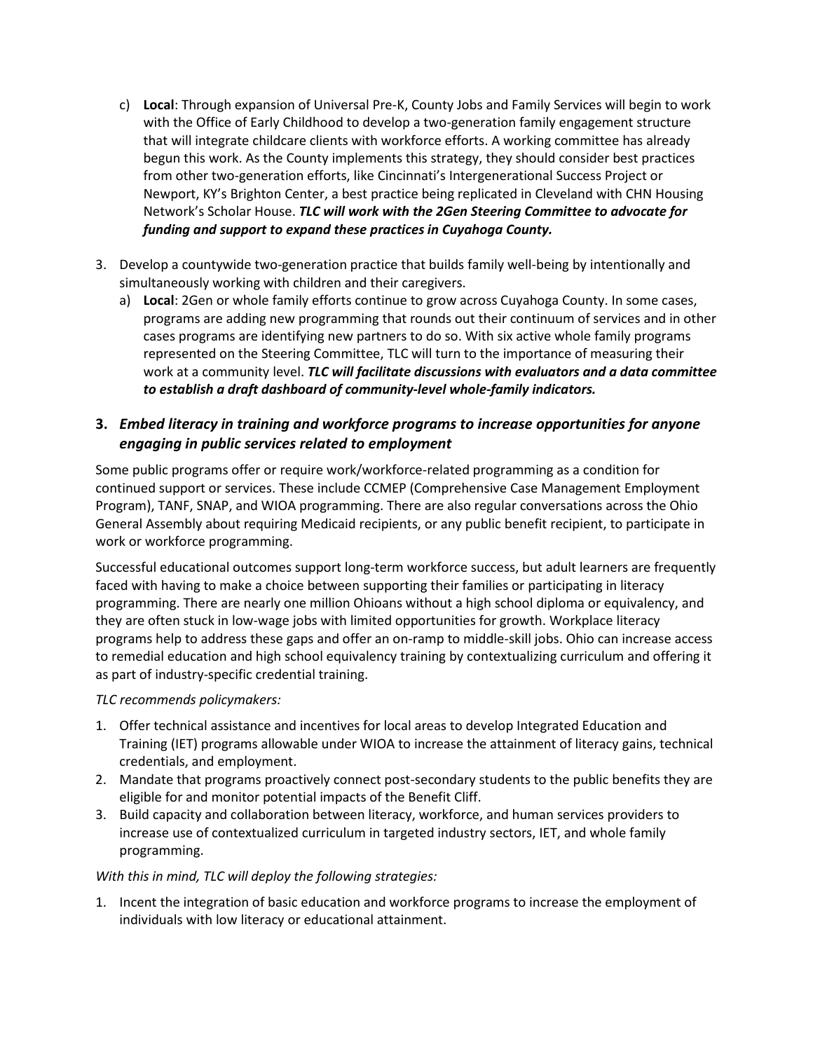c) **Local**: Through expansion of Universal Pre-K, County Jobs and Family Services will begin to work with the Office of Early Childhood to develop a two-generation family engagement structure that will integrate childcare clients with workforce efforts. A working committee has already begun this work. As the County implements this strategy, they should consider best practices from other two-generation efforts, like Cincinnati's Intergenerational Success Project or Newport, KY's Brighton Center, a best practice being replicated in Cleveland with CHN Housing Network's Scholar House. ***TLC will work with the 2Gen Steering Committee to advocate for funding and support to expand these practices in Cuyahoga County.***

3. Develop a countywide two-generation practice that builds family well-being by intentionally and simultaneously working with children and their caregivers.
   a) **Local**: 2Gen or whole family efforts continue to grow across Cuyahoga County. In some cases, programs are adding new programming that rounds out their continuum of services and in other cases programs are identifying new partners to do so. With six active whole family programs represented on the Steering Committee, TLC will turn to the importance of measuring their work at a community level. ***TLC will facilitate discussions with evaluators and a data committee to establish a draft dashboard of community-level whole-family indicators.***

## 3. *Embed literacy in training and workforce programs to increase opportunities for anyone engaging in public services related to employment*

Some public programs offer or require work/workforce-related programming as a condition for continued support or services. These include CCMEP (Comprehensive Case Management Employment Program), TANF, SNAP, and WIOA programming. There are also regular conversations across the Ohio General Assembly about requiring Medicaid recipients, or any public benefit recipient, to participate in work or workforce programming.

Successful educational outcomes support long-term workforce success, but adult learners are frequently faced with having to make a choice between supporting their families or participating in literacy programming. There are nearly one million Ohioans without a high school diploma or equivalency, and they are often stuck in low-wage jobs with limited opportunities for growth. Workplace literacy programs help to address these gaps and offer an on-ramp to middle-skill jobs. Ohio can increase access to remedial education and high school equivalency training by contextualizing curriculum and offering it as part of industry-specific credential training.

*TLC recommends policymakers:*

1. Offer technical assistance and incentives for local areas to develop Integrated Education and Training (IET) programs allowable under WIOA to increase the attainment of literacy gains, technical credentials, and employment.
2. Mandate that programs proactively connect post-secondary students to the public benefits they are eligible for and monitor potential impacts of the Benefit Cliff.
3. Build capacity and collaboration between literacy, workforce, and human services providers to increase use of contextualized curriculum in targeted industry sectors, IET, and whole family programming.

*With this in mind, TLC will deploy the following strategies:*

1. Incent the integration of basic education and workforce programs to increase the employment of individuals with low literacy or educational attainment.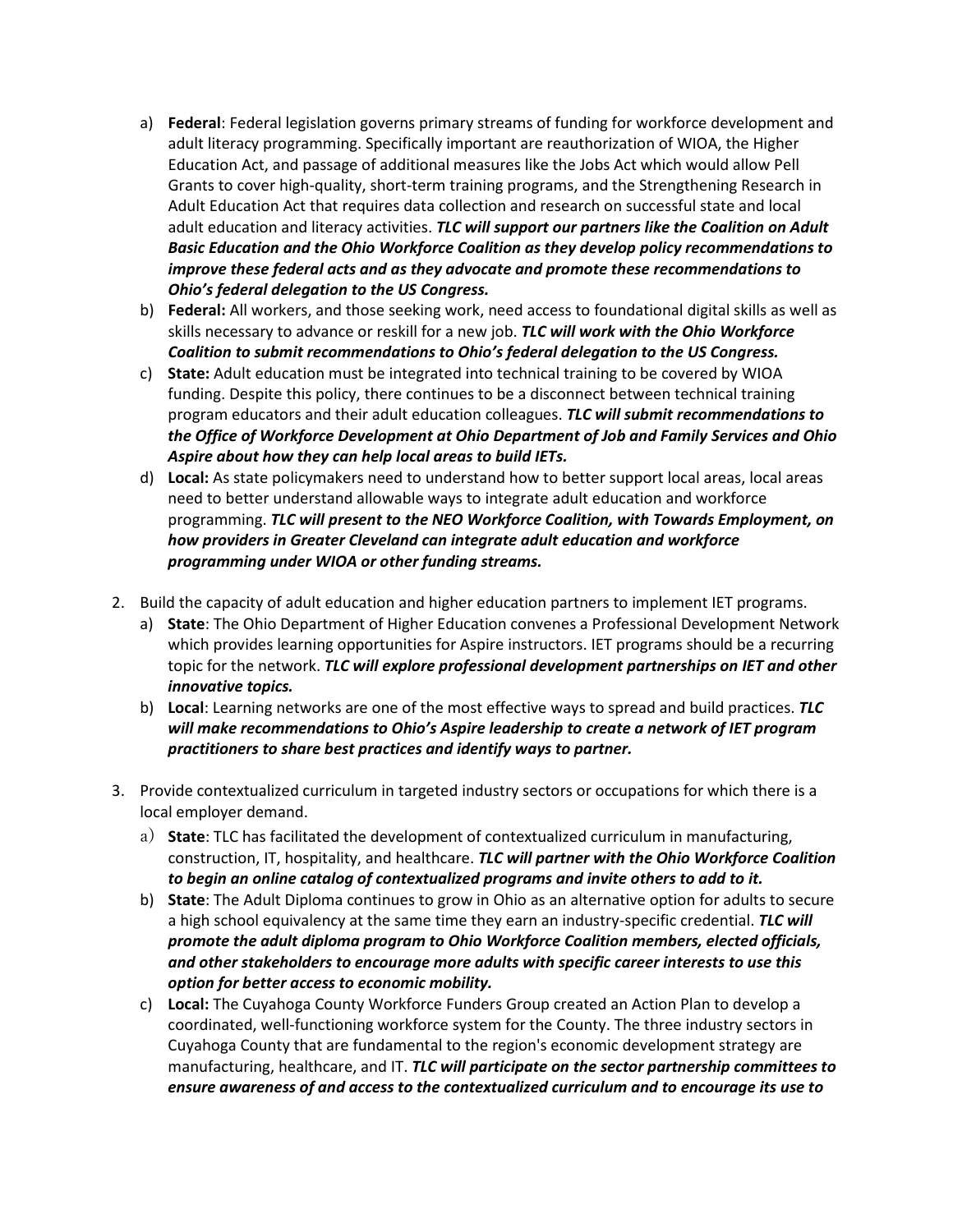a) **Federal**: Federal legislation governs primary streams of funding for workforce development and adult literacy programming. Specifically important are reauthorization of WIOA, the Higher Education Act, and passage of additional measures like the Jobs Act which would allow Pell Grants to cover high-quality, short-term training programs, and the Strengthening Research in Adult Education Act that requires data collection and research on successful state and local adult education and literacy activities. ***TLC will support our partners like the Coalition on Adult Basic Education and the Ohio Workforce Coalition as they develop policy recommendations to improve these federal acts and as they advocate and promote these recommendations to Ohio's federal delegation to the US Congress.***

b) **Federal:** All workers, and those seeking work, need access to foundational digital skills as well as skills necessary to advance or reskill for a new job. ***TLC will work with the Ohio Workforce Coalition to submit recommendations to Ohio's federal delegation to the US Congress.***

c) **State:** Adult education must be integrated into technical training to be covered by WIOA funding. Despite this policy, there continues to be a disconnect between technical training program educators and their adult education colleagues. ***TLC will submit recommendations to the Office of Workforce Development at Ohio Department of Job and Family Services and Ohio Aspire about how they can help local areas to build IETs.***

d) **Local:** As state policymakers need to understand how to better support local areas, local areas need to better understand allowable ways to integrate adult education and workforce programming. ***TLC will present to the NEO Workforce Coalition, with Towards Employment, on how providers in Greater Cleveland can integrate adult education and workforce programming under WIOA or other funding streams.***

2. Build the capacity of adult education and higher education partners to implement IET programs.

   a) **State**: The Ohio Department of Higher Education convenes a Professional Development Network which provides learning opportunities for Aspire instructors. IET programs should be a recurring topic for the network. ***TLC will explore professional development partnerships on IET and other innovative topics.***

   b) **Local**: Learning networks are one of the most effective ways to spread and build practices. ***TLC will make recommendations to Ohio's Aspire leadership to create a network of IET program practitioners to share best practices and identify ways to partner.***

3. Provide contextualized curriculum in targeted industry sectors or occupations for which there is a local employer demand.

   a) **State**: TLC has facilitated the development of contextualized curriculum in manufacturing, construction, IT, hospitality, and healthcare. ***TLC will partner with the Ohio Workforce Coalition to begin an online catalog of contextualized programs and invite others to add to it.***

   b) **State**: The Adult Diploma continues to grow in Ohio as an alternative option for adults to secure a high school equivalency at the same time they earn an industry-specific credential. ***TLC will promote the adult diploma program to Ohio Workforce Coalition members, elected officials, and other stakeholders to encourage more adults with specific career interests to use this option for better access to economic mobility.***

   c) **Local:** The Cuyahoga County Workforce Funders Group created an Action Plan to develop a coordinated, well-functioning workforce system for the County. The three industry sectors in Cuyahoga County that are fundamental to the region's economic development strategy are manufacturing, healthcare, and IT. ***TLC will participate on the sector partnership committees to ensure awareness of and access to the contextualized curriculum and to encourage its use to***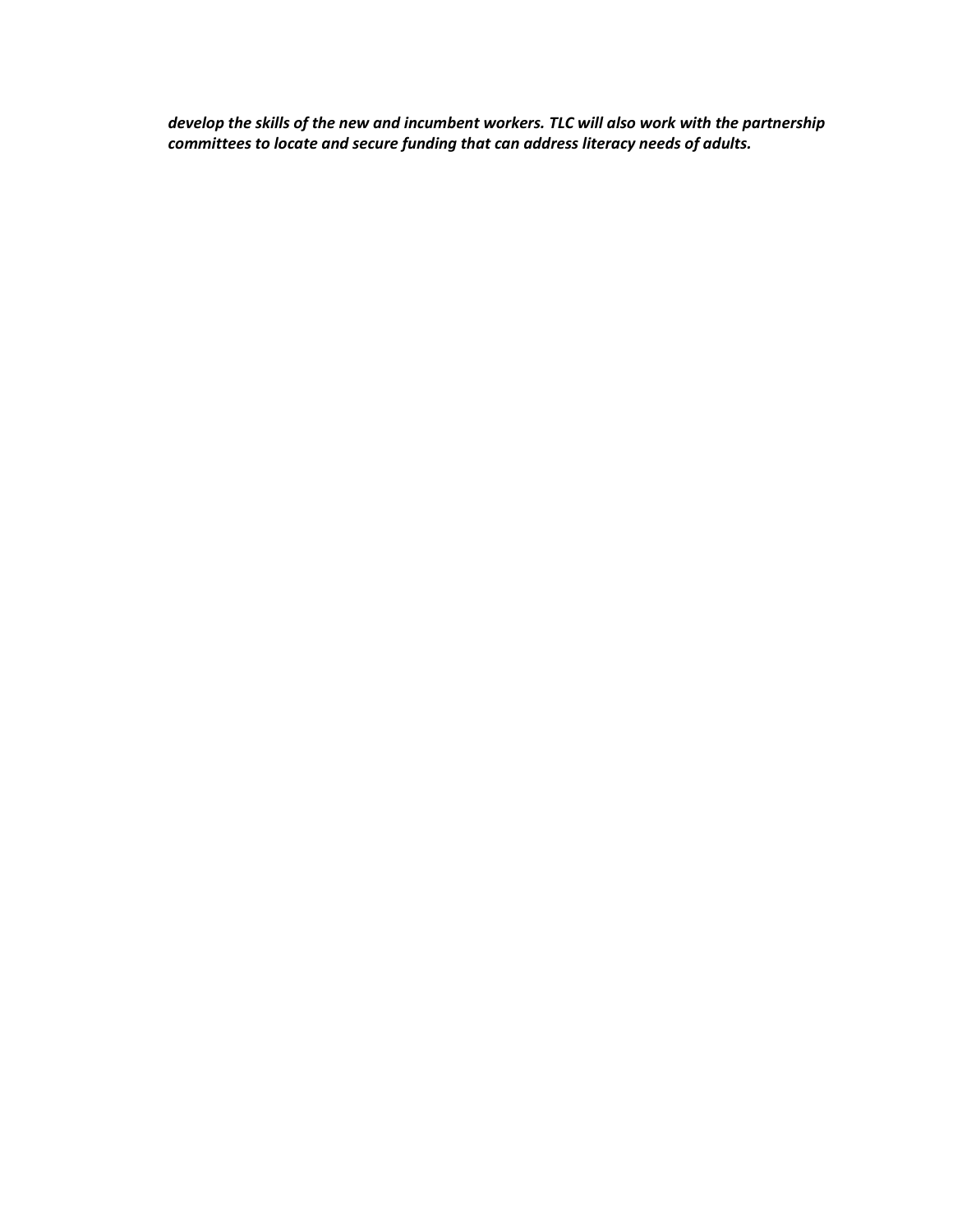***develop the skills of the new and incumbent workers. TLC will also work with the partnership committees to locate and secure funding that can address literacy needs of adults.***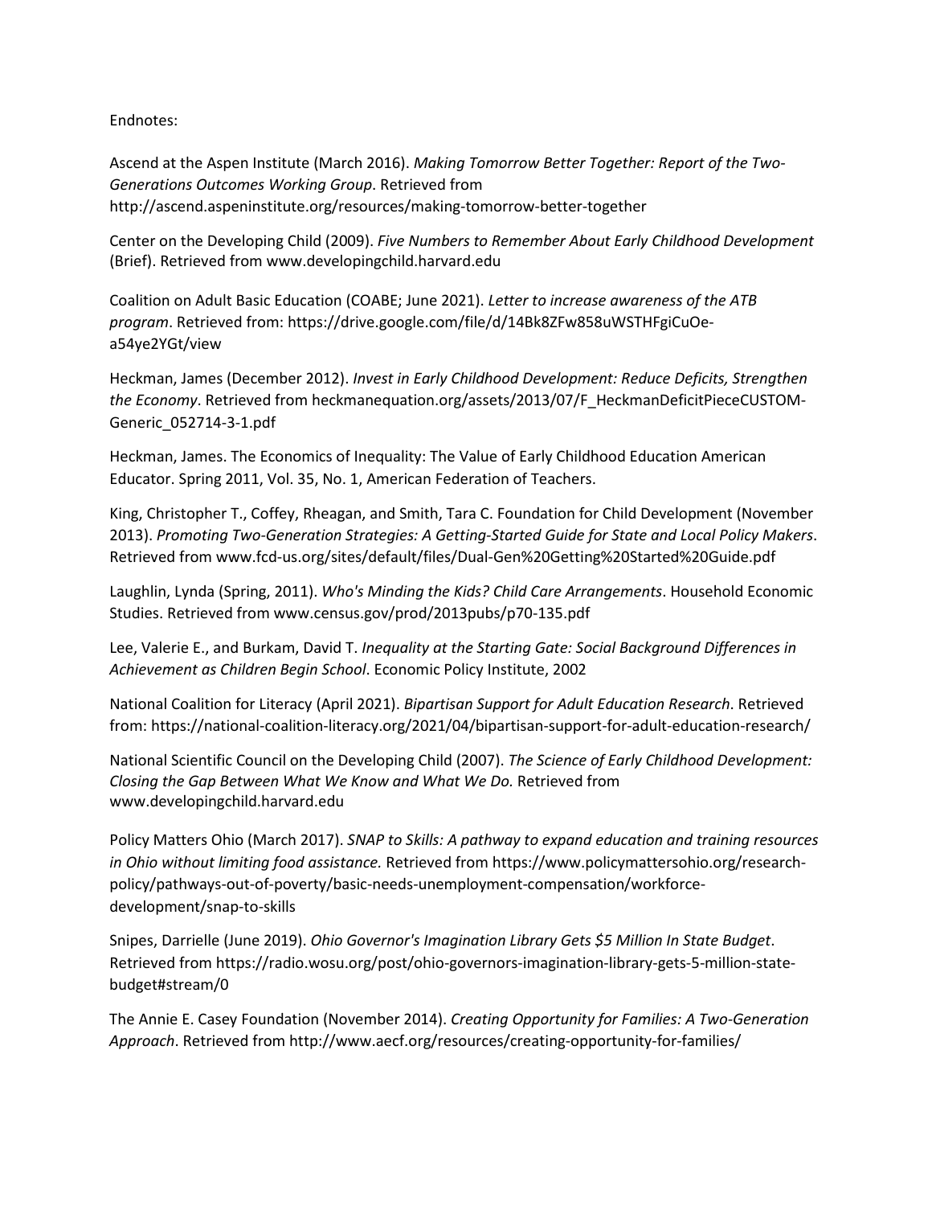Endnotes:

Ascend at the Aspen Institute (March 2016). *Making Tomorrow Better Together: Report of the Two-Generations Outcomes Working Group*. Retrieved from http://ascend.aspeninstitute.org/resources/making-tomorrow-better-together

Center on the Developing Child (2009). *Five Numbers to Remember About Early Childhood Development* (Brief). Retrieved from www.developingchild.harvard.edu

Coalition on Adult Basic Education (COABE; June 2021). *Letter to increase awareness of the ATB program*. Retrieved from: https://drive.google.com/file/d/14Bk8ZFw858uWSTHFgiCuOe-a54ye2YGt/view

Heckman, James (December 2012). *Invest in Early Childhood Development: Reduce Deficits, Strengthen the Economy*. Retrieved from heckmanequation.org/assets/2013/07/F_HeckmanDeficitPieceCUSTOM-Generic_052714-3-1.pdf

Heckman, James. The Economics of Inequality: The Value of Early Childhood Education American Educator. Spring 2011, Vol. 35, No. 1, American Federation of Teachers.

King, Christopher T., Coffey, Rheagan, and Smith, Tara C. Foundation for Child Development (November 2013). *Promoting Two-Generation Strategies: A Getting-Started Guide for State and Local Policy Makers*. Retrieved from www.fcd-us.org/sites/default/files/Dual-Gen%20Getting%20Started%20Guide.pdf

Laughlin, Lynda (Spring, 2011). *Who's Minding the Kids? Child Care Arrangements*. Household Economic Studies. Retrieved from www.census.gov/prod/2013pubs/p70-135.pdf

Lee, Valerie E., and Burkam, David T. *Inequality at the Starting Gate: Social Background Differences in Achievement as Children Begin School*. Economic Policy Institute, 2002

National Coalition for Literacy (April 2021). *Bipartisan Support for Adult Education Research*. Retrieved from: https://national-coalition-literacy.org/2021/04/bipartisan-support-for-adult-education-research/

National Scientific Council on the Developing Child (2007). *The Science of Early Childhood Development: Closing the Gap Between What We Know and What We Do.* Retrieved from www.developingchild.harvard.edu

Policy Matters Ohio (March 2017). *SNAP to Skills: A pathway to expand education and training resources in Ohio without limiting food assistance.* Retrieved from https://www.policymattersohio.org/research-policy/pathways-out-of-poverty/basic-needs-unemployment-compensation/workforce-development/snap-to-skills

Snipes, Darrielle (June 2019). *Ohio Governor's Imagination Library Gets $5 Million In State Budget*. Retrieved from https://radio.wosu.org/post/ohio-governors-imagination-library-gets-5-million-state-budget#stream/0

The Annie E. Casey Foundation (November 2014). *Creating Opportunity for Families: A Two-Generation Approach*. Retrieved from http://www.aecf.org/resources/creating-opportunity-for-families/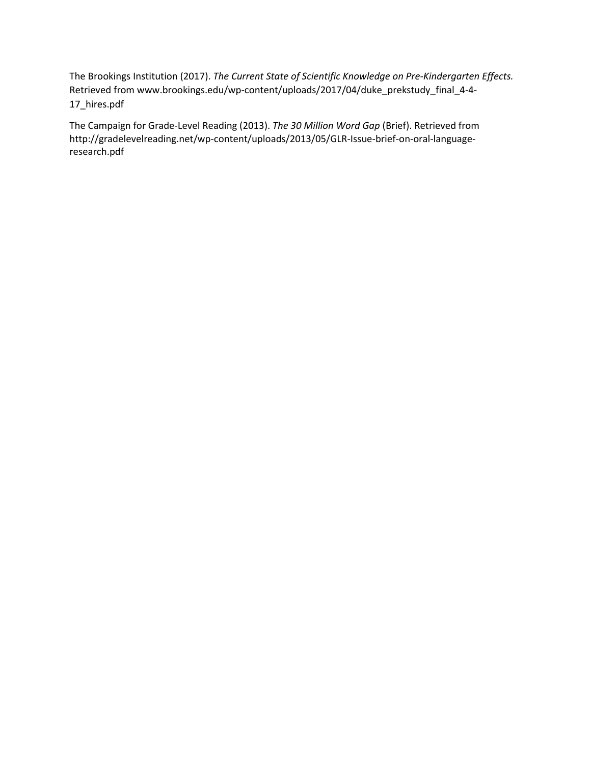The Brookings Institution (2017). *The Current State of Scientific Knowledge on Pre-Kindergarten Effects.* Retrieved from www.brookings.edu/wp-content/uploads/2017/04/duke_prekstudy_final_4-4-17_hires.pdf

The Campaign for Grade-Level Reading (2013). *The 30 Million Word Gap* (Brief). Retrieved from http://gradelevelreading.net/wp-content/uploads/2013/05/GLR-Issue-brief-on-oral-language-research.pdf